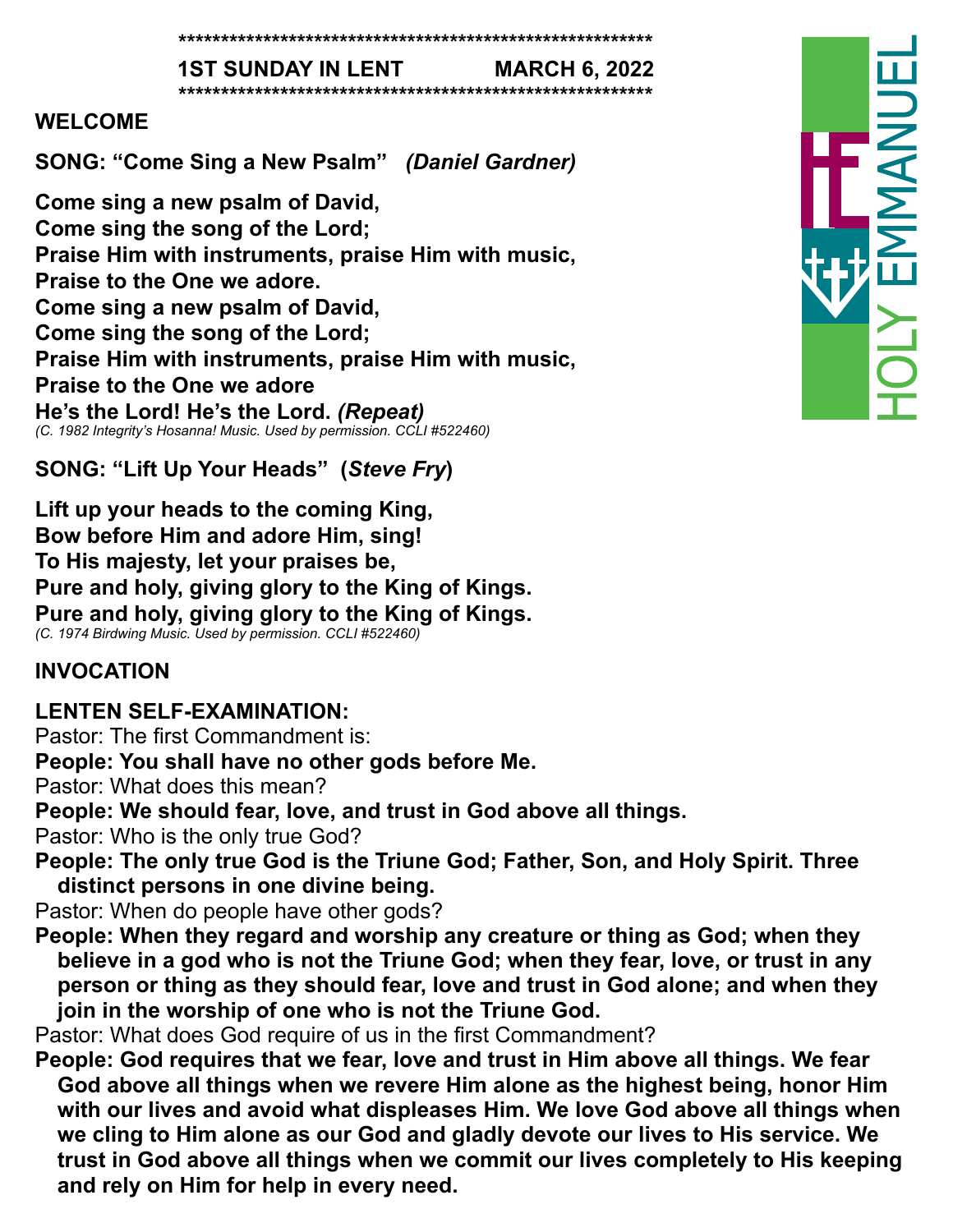**1ST SUNDAY IN LENT MARCH 6, 2022**

## WELCOME

## SONG: "Come Sing a New Psalm" *(Daniel Gardner)*

**Come sing a new psalm of David,**
**Come sing the song of the Lord;**
**Praise Him with instruments, praise Him with music,**
**Praise to the One we adore.**
**Come sing a new psalm of David,**
**Come sing the song of the Lord;**
**Praise Him with instruments, praise Him with music,**
**Praise to the One we adore**
**He's the Lord! He's the Lord.** ***(Repeat)***
*(C. 1982 Integrity's Hosanna! Music. Used by permission. CCLI #522460)*

## SONG: "Lift Up Your Heads" (*Steve Fry*)

**Lift up your heads to the coming King,**
**Bow before Him and adore Him, sing!**
**To His majesty, let your praises be,**
**Pure and holy, giving glory to the King of Kings.**
**Pure and holy, giving glory to the King of Kings.**
*(C. 1974 Birdwing Music. Used by permission. CCLI #522460)*

## INVOCATION

## LENTEN SELF-EXAMINATION:

Pastor: The first Commandment is:
**People: You shall have no other gods before Me.**
Pastor: What does this mean?
**People: We should fear, love, and trust in God above all things.**
Pastor: Who is the only true God?
**People: The only true God is the Triune God; Father, Son, and Holy Spirit. Three distinct persons in one divine being.**
Pastor: When do people have other gods?
**People: When they regard and worship any creature or thing as God; when they believe in a god who is not the Triune God; when they fear, love, or trust in any person or thing as they should fear, love and trust in God alone; and when they join in the worship of one who is not the Triune God.**
Pastor: What does God require of us in the first Commandment?
**People: God requires that we fear, love and trust in Him above all things. We fear God above all things when we revere Him alone as the highest being, honor Him with our lives and avoid what displeases Him. We love God above all things when we cling to Him alone as our God and gladly devote our lives to His service. We trust in God above all things when we commit our lives completely to His keeping and rely on Him for help in every need.**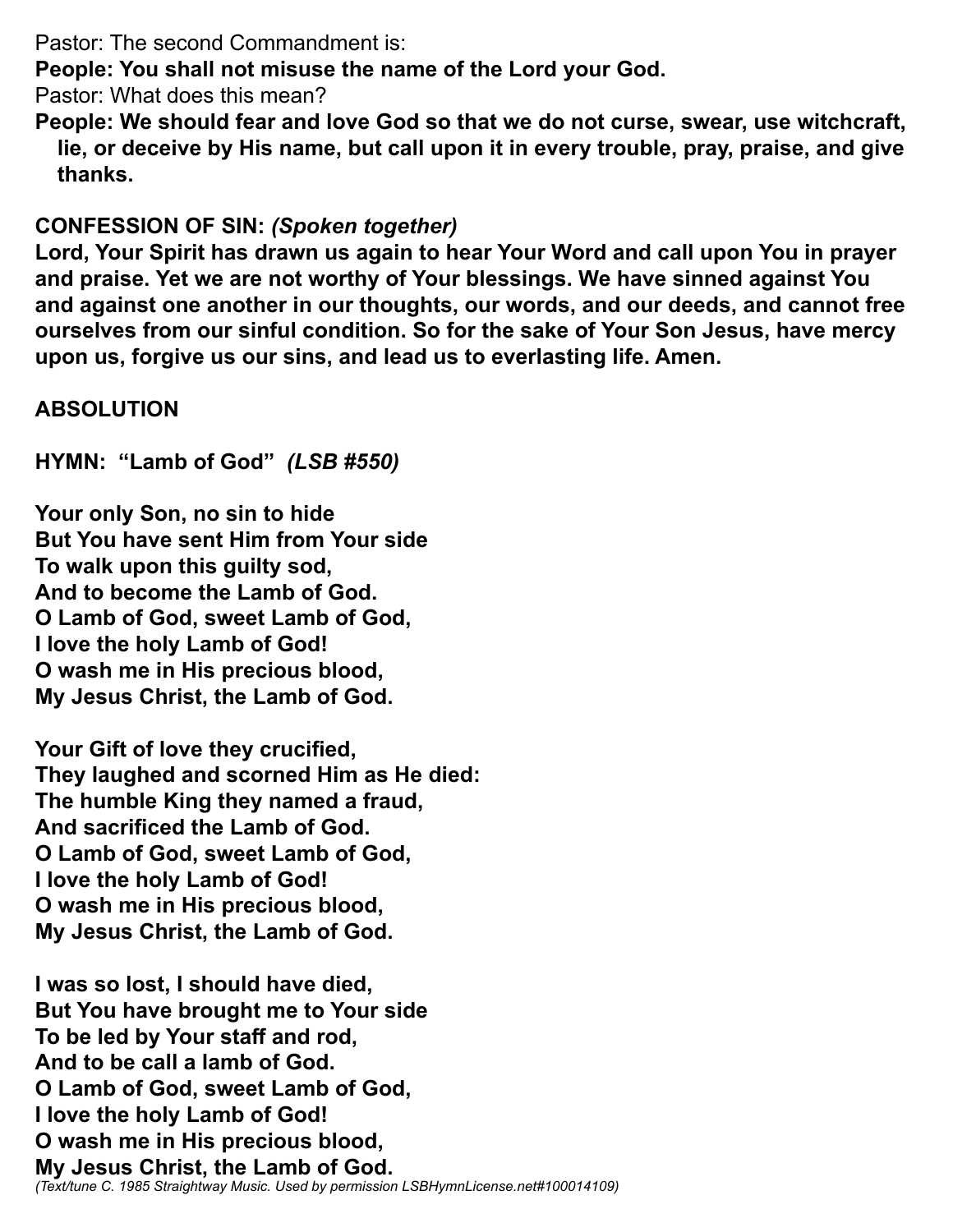Pastor: The second Commandment is:

**People: You shall not misuse the name of the Lord your God.**

Pastor: What does this mean?

**People: We should fear and love God so that we do not curse, swear, use witchcraft, lie, or deceive by His name, but call upon it in every trouble, pray, praise, and give thanks.**

**CONFESSION OF SIN:** ***(Spoken together)***

**Lord, Your Spirit has drawn us again to hear Your Word and call upon You in prayer and praise. Yet we are not worthy of Your blessings. We have sinned against You and against one another in our thoughts, our words, and our deeds, and cannot free ourselves from our sinful condition. So for the sake of Your Son Jesus, have mercy upon us, forgive us our sins, and lead us to everlasting life. Amen.**

**ABSOLUTION**

**HYMN: "Lamb of God"** ***(LSB #550)***

**Your only Son, no sin to hide**
**But You have sent Him from Your side**
**To walk upon this guilty sod,**
**And to become the Lamb of God.**
**O Lamb of God, sweet Lamb of God,**
**I love the holy Lamb of God!**
**O wash me in His precious blood,**
**My Jesus Christ, the Lamb of God.**

**Your Gift of love they crucified,**
**They laughed and scorned Him as He died:**
**The humble King they named a fraud,**
**And sacrificed the Lamb of God.**
**O Lamb of God, sweet Lamb of God,**
**I love the holy Lamb of God!**
**O wash me in His precious blood,**
**My Jesus Christ, the Lamb of God.**

**I was so lost, I should have died,**
**But You have brought me to Your side**
**To be led by Your staff and rod,**
**And to be call a lamb of God.**
**O Lamb of God, sweet Lamb of God,**
**I love the holy Lamb of God!**
**O wash me in His precious blood,**
**My Jesus Christ, the Lamb of God.**

*(Text/tune C. 1985 Straightway Music. Used by permission LSBHymnLicense.net#100014109)*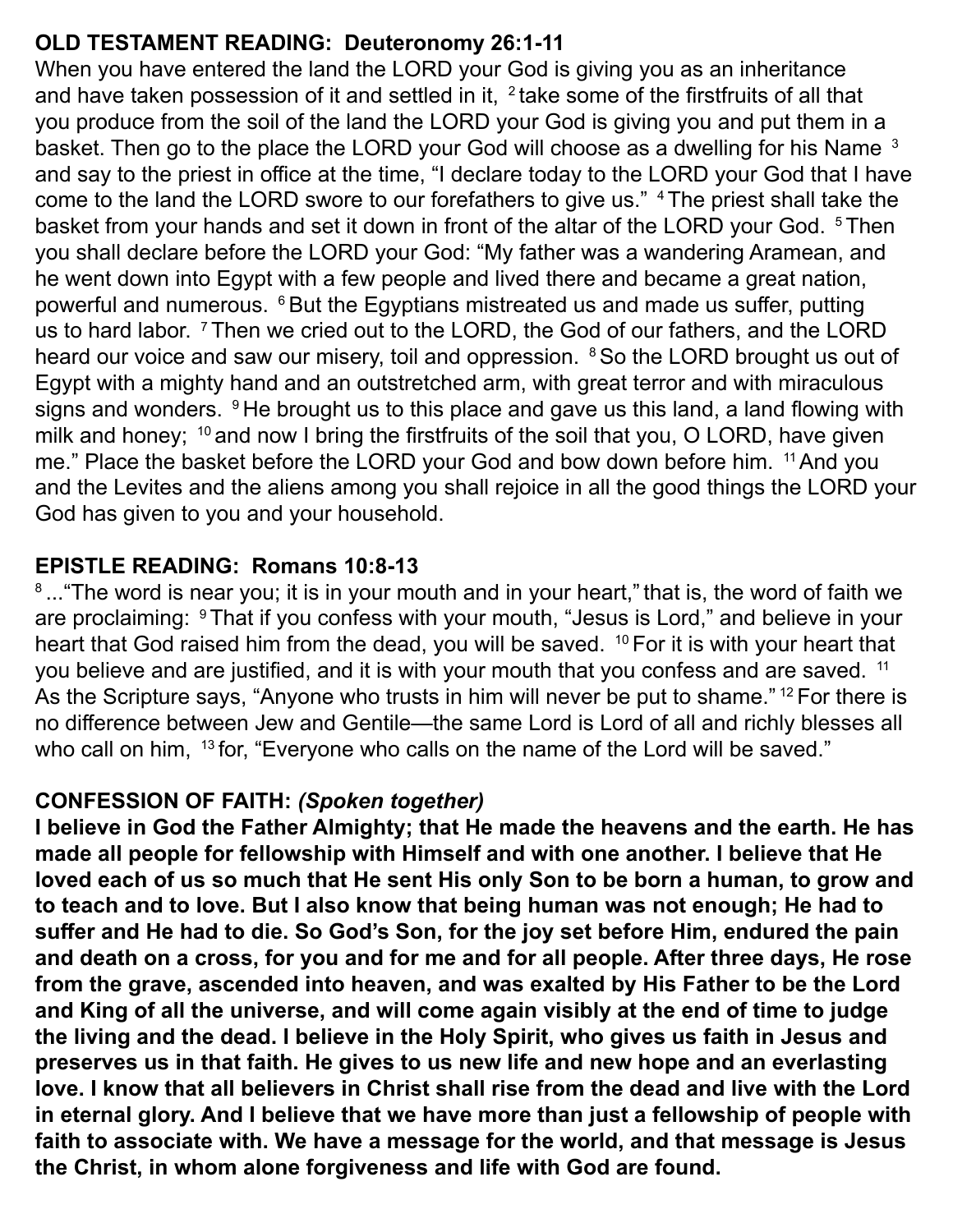**OLD TESTAMENT READING: Deuteronomy 26:1-11**

When you have entered the land the LORD your God is giving you as an inheritance and have taken possession of it and settled in it, [2] take some of the firstfruits of all that you produce from the soil of the land the LORD your God is giving you and put them in a basket. Then go to the place the LORD your God will choose as a dwelling for his Name [3] and say to the priest in office at the time, "I declare today to the LORD your God that I have come to the land the LORD swore to our forefathers to give us." [4] The priest shall take the basket from your hands and set it down in front of the altar of the LORD your God. [5] Then you shall declare before the LORD your God: "My father was a wandering Aramean, and he went down into Egypt with a few people and lived there and became a great nation, powerful and numerous. [6] But the Egyptians mistreated us and made us suffer, putting us to hard labor. [7] Then we cried out to the LORD, the God of our fathers, and the LORD heard our voice and saw our misery, toil and oppression. [8] So the LORD brought us out of Egypt with a mighty hand and an outstretched arm, with great terror and with miraculous signs and wonders. [9] He brought us to this place and gave us this land, a land flowing with milk and honey; [10] and now I bring the firstfruits of the soil that you, O LORD, have given me." Place the basket before the LORD your God and bow down before him. [11] And you and the Levites and the aliens among you shall rejoice in all the good things the LORD your God has given to you and your household.

**EPISTLE READING: Romans 10:8-13**

[8] ..."The word is near you; it is in your mouth and in your heart," that is, the word of faith we are proclaiming: [9] That if you confess with your mouth, "Jesus is Lord," and believe in your heart that God raised him from the dead, you will be saved. [10] For it is with your heart that you believe and are justified, and it is with your mouth that you confess and are saved. [11] As the Scripture says, "Anyone who trusts in him will never be put to shame." [12] For there is no difference between Jew and Gentile—the same Lord is Lord of all and richly blesses all who call on him, [13] for, "Everyone who calls on the name of the Lord will be saved."

**CONFESSION OF FAITH:** ***(Spoken together)***

**I believe in God the Father Almighty; that He made the heavens and the earth. He has made all people for fellowship with Himself and with one another. I believe that He loved each of us so much that He sent His only Son to be born a human, to grow and to teach and to love. But I also know that being human was not enough; He had to suffer and He had to die. So God's Son, for the joy set before Him, endured the pain and death on a cross, for you and for me and for all people. After three days, He rose from the grave, ascended into heaven, and was exalted by His Father to be the Lord and King of all the universe, and will come again visibly at the end of time to judge the living and the dead. I believe in the Holy Spirit, who gives us faith in Jesus and preserves us in that faith. He gives to us new life and new hope and an everlasting love. I know that all believers in Christ shall rise from the dead and live with the Lord in eternal glory. And I believe that we have more than just a fellowship of people with faith to associate with. We have a message for the world, and that message is Jesus the Christ, in whom alone forgiveness and life with God are found.**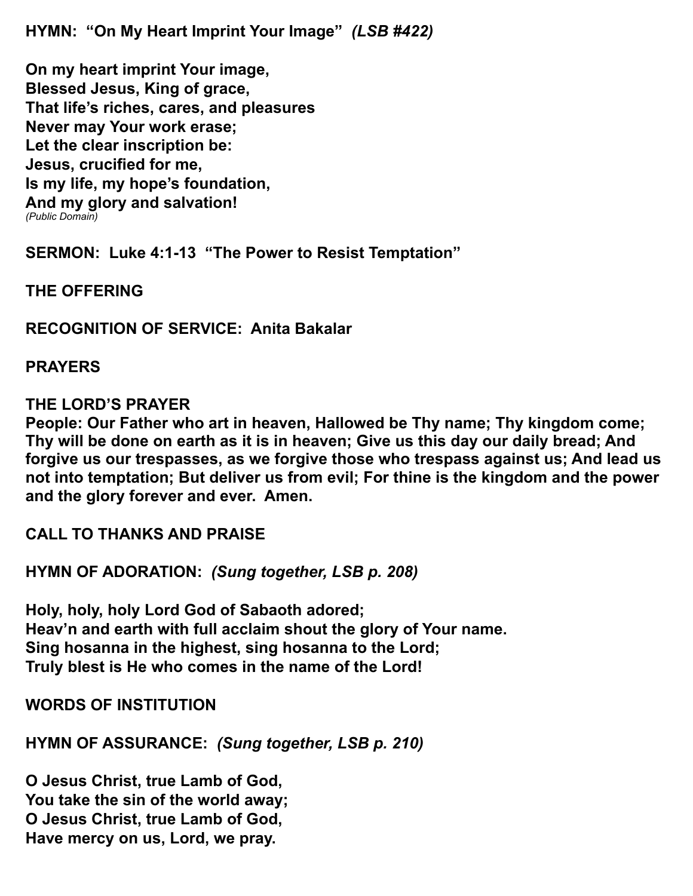**HYMN: "On My Heart Imprint Your Image"** ***(LSB #422)***

**On my heart imprint Your image,**
**Blessed Jesus, King of grace,**
**That life's riches, cares, and pleasures**
**Never may Your work erase;**
**Let the clear inscription be:**
**Jesus, crucified for me,**
**Is my life, my hope's foundation,**
**And my glory and salvation!**
*(Public Domain)*

**SERMON: Luke 4:1-13 "The Power to Resist Temptation"**

**THE OFFERING**

**RECOGNITION OF SERVICE: Anita Bakalar**

**PRAYERS**

**THE LORD'S PRAYER**
**People: Our Father who art in heaven, Hallowed be Thy name; Thy kingdom come; Thy will be done on earth as it is in heaven; Give us this day our daily bread; And forgive us our trespasses, as we forgive those who trespass against us; And lead us not into temptation; But deliver us from evil; For thine is the kingdom and the power and the glory forever and ever. Amen.**

**CALL TO THANKS AND PRAISE**

**HYMN OF ADORATION:** ***(Sung together, LSB p. 208)***

**Holy, holy, holy Lord God of Sabaoth adored;**
**Heav'n and earth with full acclaim shout the glory of Your name.**
**Sing hosanna in the highest, sing hosanna to the Lord;**
**Truly blest is He who comes in the name of the Lord!**

**WORDS OF INSTITUTION**

**HYMN OF ASSURANCE:** ***(Sung together, LSB p. 210)***

**O Jesus Christ, true Lamb of God,**
**You take the sin of the world away;**
**O Jesus Christ, true Lamb of God,**
**Have mercy on us, Lord, we pray.**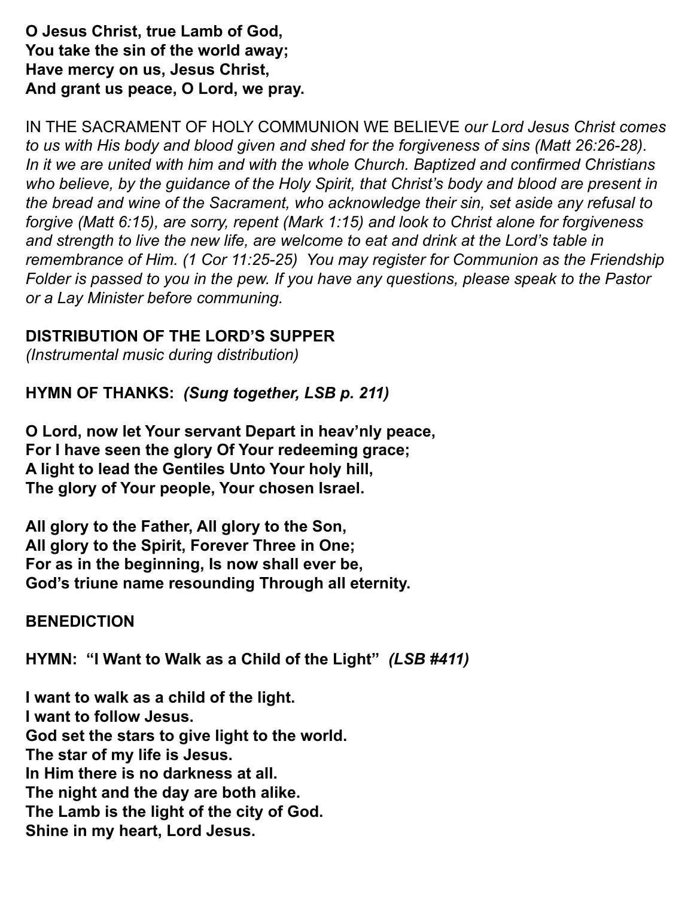**O Jesus Christ, true Lamb of God,**
**You take the sin of the world away;**
**Have mercy on us, Jesus Christ,**
**And grant us peace, O Lord, we pray.**

IN THE SACRAMENT OF HOLY COMMUNION WE BELIEVE *our Lord Jesus Christ comes to us with His body and blood given and shed for the forgiveness of sins (Matt 26:26-28). In it we are united with him and with the whole Church. Baptized and confirmed Christians who believe, by the guidance of the Holy Spirit, that Christ's body and blood are present in the bread and wine of the Sacrament, who acknowledge their sin, set aside any refusal to forgive (Matt 6:15), are sorry, repent (Mark 1:15) and look to Christ alone for forgiveness and strength to live the new life, are welcome to eat and drink at the Lord's table in remembrance of Him. (1 Cor 11:25-25) You may register for Communion as the Friendship Folder is passed to you in the pew. If you have any questions, please speak to the Pastor or a Lay Minister before communing.*

**DISTRIBUTION OF THE LORD'S SUPPER**
*(Instrumental music during distribution)*

**HYMN OF THANKS:** ***(Sung together, LSB p. 211)***

**O Lord, now let Your servant Depart in heav'nly peace,**
**For I have seen the glory Of Your redeeming grace;**
**A light to lead the Gentiles Unto Your holy hill,**
**The glory of Your people, Your chosen Israel.**

**All glory to the Father, All glory to the Son,**
**All glory to the Spirit, Forever Three in One;**
**For as in the beginning, Is now shall ever be,**
**God's triune name resounding Through all eternity.**

**BENEDICTION**

**HYMN: "I Want to Walk as a Child of the Light"** ***(LSB #411)***

**I want to walk as a child of the light.**
**I want to follow Jesus.**
**God set the stars to give light to the world.**
**The star of my life is Jesus.**
**In Him there is no darkness at all.**
**The night and the day are both alike.**
**The Lamb is the light of the city of God.**
**Shine in my heart, Lord Jesus.**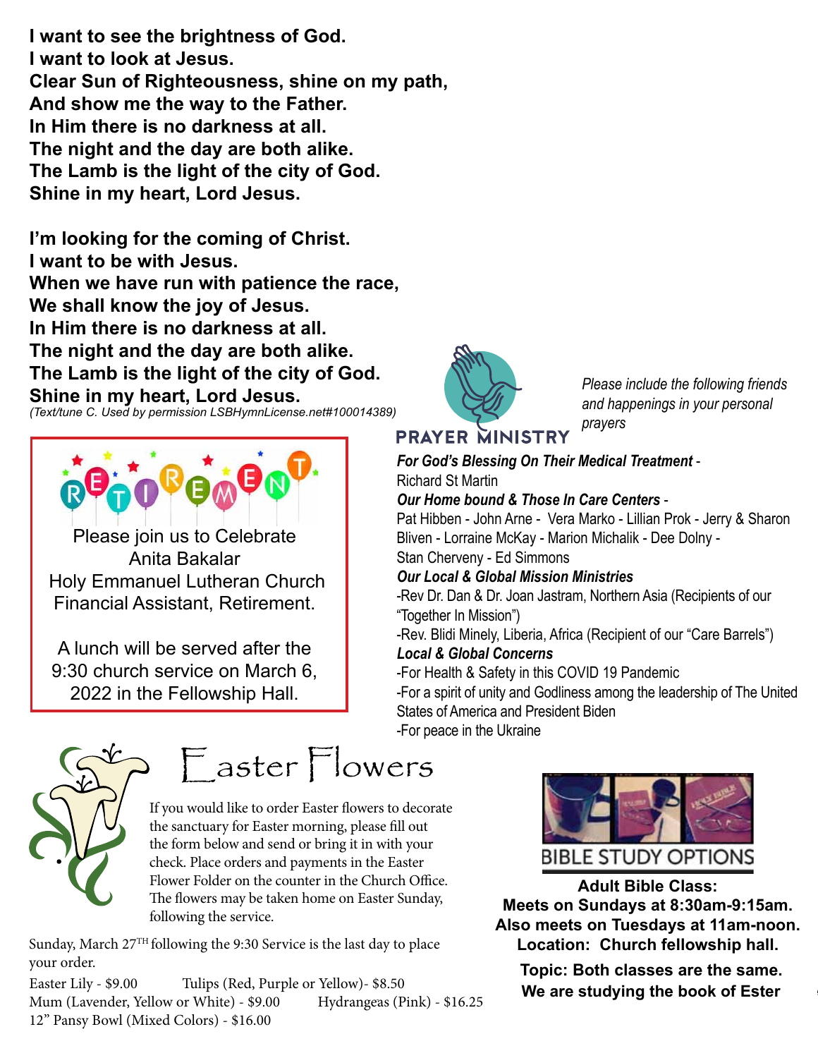**I want to see the brightness of God.**
**I want to look at Jesus.**
**Clear Sun of Righteousness, shine on my path,**
**And show me the way to the Father.**
**In Him there is no darkness at all.**
**The night and the day are both alike.**
**The Lamb is the light of the city of God.**
**Shine in my heart, Lord Jesus.**

**I'm looking for the coming of Christ.**
**I want to be with Jesus.**
**When we have run with patience the race,**
**We shall know the joy of Jesus.**
**In Him there is no darkness at all.**
**The night and the day are both alike.**
**The Lamb is the light of the city of God.**
**Shine in my heart, Lord Jesus.**

*(Text/tune C. Used by permission LSBHymnLicense.net#100014389)*

## RETIREMENT

Please join us to Celebrate
Anita Bakalar
Holy Emmanuel Lutheran Church
Financial Assistant, Retirement.

A lunch will be served after the 9:30 church service on March 6, 2022 in the Fellowship Hall.

## PRAYER MINISTRY

*Please include the following friends and happenings in your personal prayers*

***For God's Blessing On Their Medical Treatment*** -
Richard St Martin

***Our Home bound & Those In Care Centers*** -
Pat Hibben - John Arne - Vera Marko - Lillian Prok - Jerry & Sharon Bliven - Lorraine McKay - Marion Michalik - Dee Dolny - Stan Cherveny - Ed Simmons

***Our Local & Global Mission Ministries***
-Rev Dr. Dan & Dr. Joan Jastram, Northern Asia (Recipients of our "Together In Mission")
-Rev. Blidi Minely, Liberia, Africa (Recipient of our "Care Barrels")

***Local & Global Concerns***
-For Health & Safety in this COVID 19 Pandemic
-For a spirit of unity and Godliness among the leadership of The United States of America and President Biden
-For peace in the Ukraine

## Easter Flowers

If you would like to order Easter flowers to decorate the sanctuary for Easter morning, please fill out the form below and send or bring it in with your check. Place orders and payments in the Easter Flower Folder on the counter in the Church Office. The flowers may be taken home on Easter Sunday, following the service.

Sunday, March 27TH following the 9:30 Service is the last day to place your order.

Easter Lily - $9.00 Tulips (Red, Purple or Yellow)- $8.50
Mum (Lavender, Yellow or White) - $9.00 Hydrangeas (Pink) - $16.25
12" Pansy Bowl (Mixed Colors) - $16.00

## BIBLE STUDY OPTIONS

**Adult Bible Class:**
**Meets on Sundays at 8:30am-9:15am.**
**Also meets on Tuesdays at 11am-noon.**
**Location: Church fellowship hall.**

**Topic: Both classes are the same.**
**We are studying the book of Ester**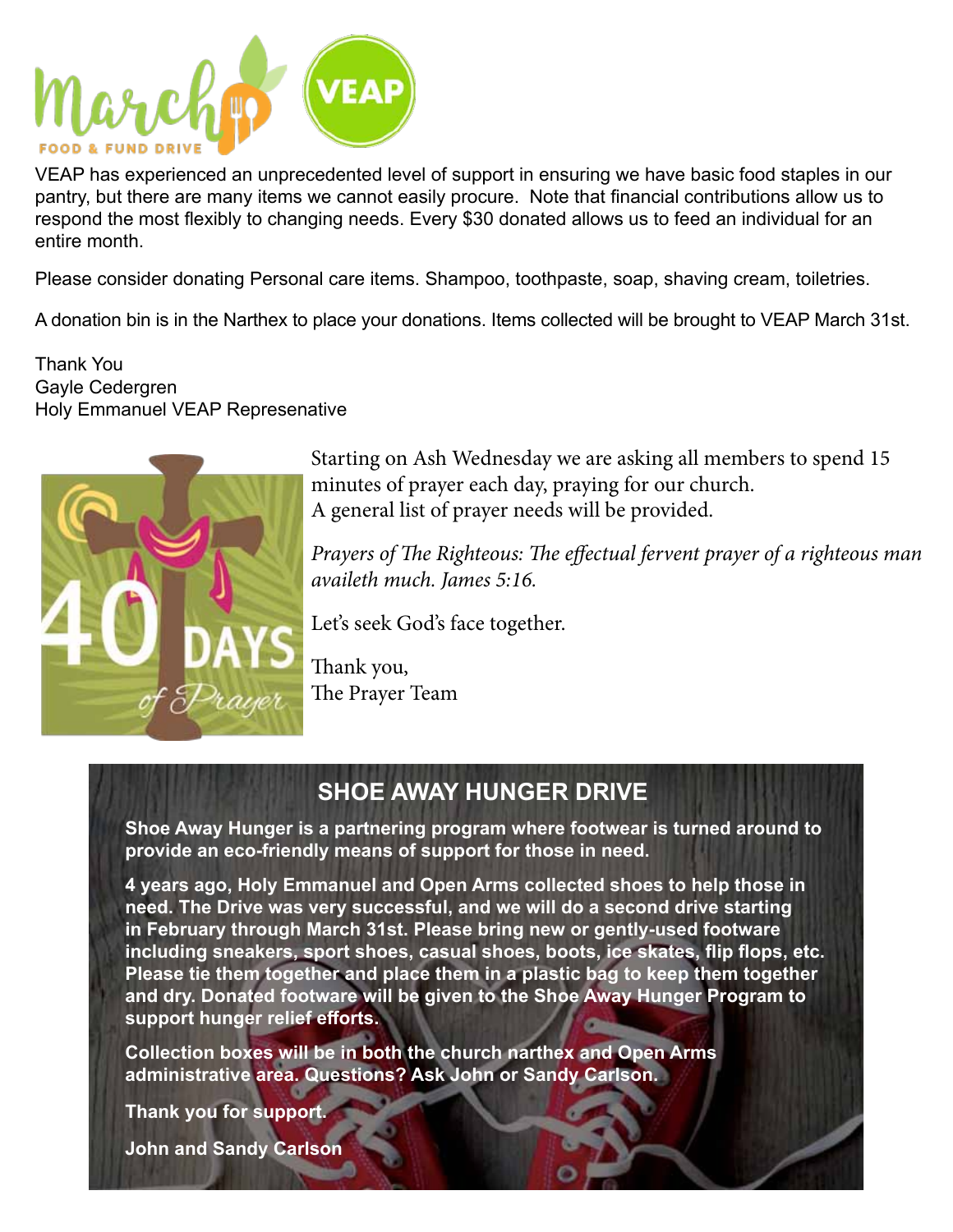VEAP has experienced an unprecedented level of support in ensuring we have basic food staples in our pantry, but there are many items we cannot easily procure. Note that financial contributions allow us to respond the most flexibly to changing needs. Every $30 donated allows us to feed an individual for an entire month.

Please consider donating Personal care items. Shampoo, toothpaste, soap, shaving cream, toiletries.

A donation bin is in the Narthex to place your donations. Items collected will be brought to VEAP March 31st.

Thank You
Gayle Cedergren
Holy Emmanuel VEAP Represenative

Starting on Ash Wednesday we are asking all members to spend 15 minutes of prayer each day, praying for our church.
A general list of prayer needs will be provided.

*Prayers of The Righteous: The effectual fervent prayer of a righteous man availeth much. James 5:16.*

Let's seek God's face together.

Thank you,
The Prayer Team

## SHOE AWAY HUNGER DRIVE

**Shoe Away Hunger is a partnering program where footwear is turned around to provide an eco-friendly means of support for those in need.**

**4 years ago, Holy Emmanuel and Open Arms collected shoes to help those in need. The Drive was very successful, and we will do a second drive starting in February through March 31st. Please bring new or gently-used footware including sneakers, sport shoes, casual shoes, boots, ice skates, flip flops, etc. Please tie them together and place them in a plastic bag to keep them together and dry. Donated footware will be given to the Shoe Away Hunger Program to support hunger relief efforts.**

**Collection boxes will be in both the church narthex and Open Arms administrative area. Questions? Ask John or Sandy Carlson.**

**Thank you for support.**

**John and Sandy Carlson**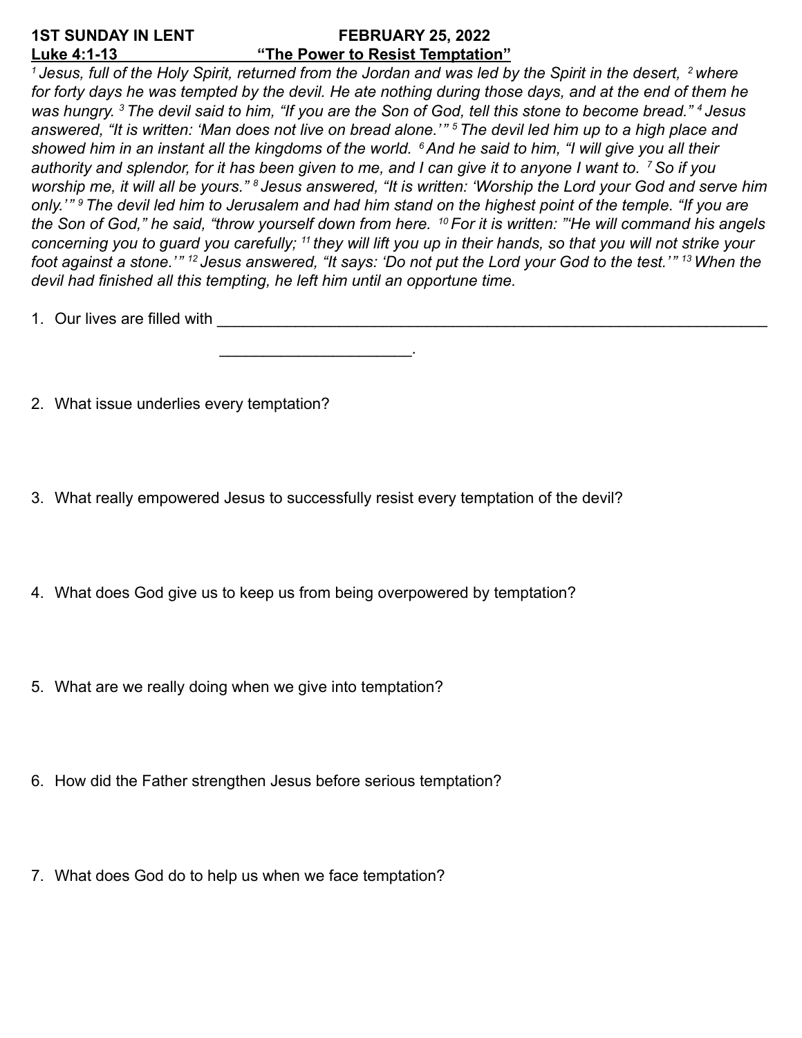**1ST SUNDAY IN LENT FEBRUARY 25, 2022**

**Luke 4:1-13 "The Power to Resist Temptation"**

*[1] Jesus, full of the Holy Spirit, returned from the Jordan and was led by the Spirit in the desert, [2] where for forty days he was tempted by the devil. He ate nothing during those days, and at the end of them he was hungry. [3] The devil said to him, "If you are the Son of God, tell this stone to become bread." [4] Jesus answered, "It is written: 'Man does not live on bread alone.'" [5] The devil led him up to a high place and showed him in an instant all the kingdoms of the world. [6] And he said to him, "I will give you all their authority and splendor, for it has been given to me, and I can give it to anyone I want to. [7] So if you worship me, it will all be yours." [8] Jesus answered, "It is written: 'Worship the Lord your God and serve him only.'" [9] The devil led him to Jerusalem and had him stand on the highest point of the temple. "If you are the Son of God," he said, "throw yourself down from here. [10] For it is written: "'He will command his angels concerning you to guard you carefully; [11] they will lift you up in their hands, so that you will not strike your foot against a stone.'" [12] Jesus answered, "It says: 'Do not put the Lord your God to the test.'" [13] When the devil had finished all this tempting, he left him until an opportune time.*

1. Our lives are filled with ________________________________________________________________ ______________________.

2. What issue underlies every temptation?

3. What really empowered Jesus to successfully resist every temptation of the devil?

4. What does God give us to keep us from being overpowered by temptation?

5. What are we really doing when we give into temptation?

6. How did the Father strengthen Jesus before serious temptation?

7. What does God do to help us when we face temptation?